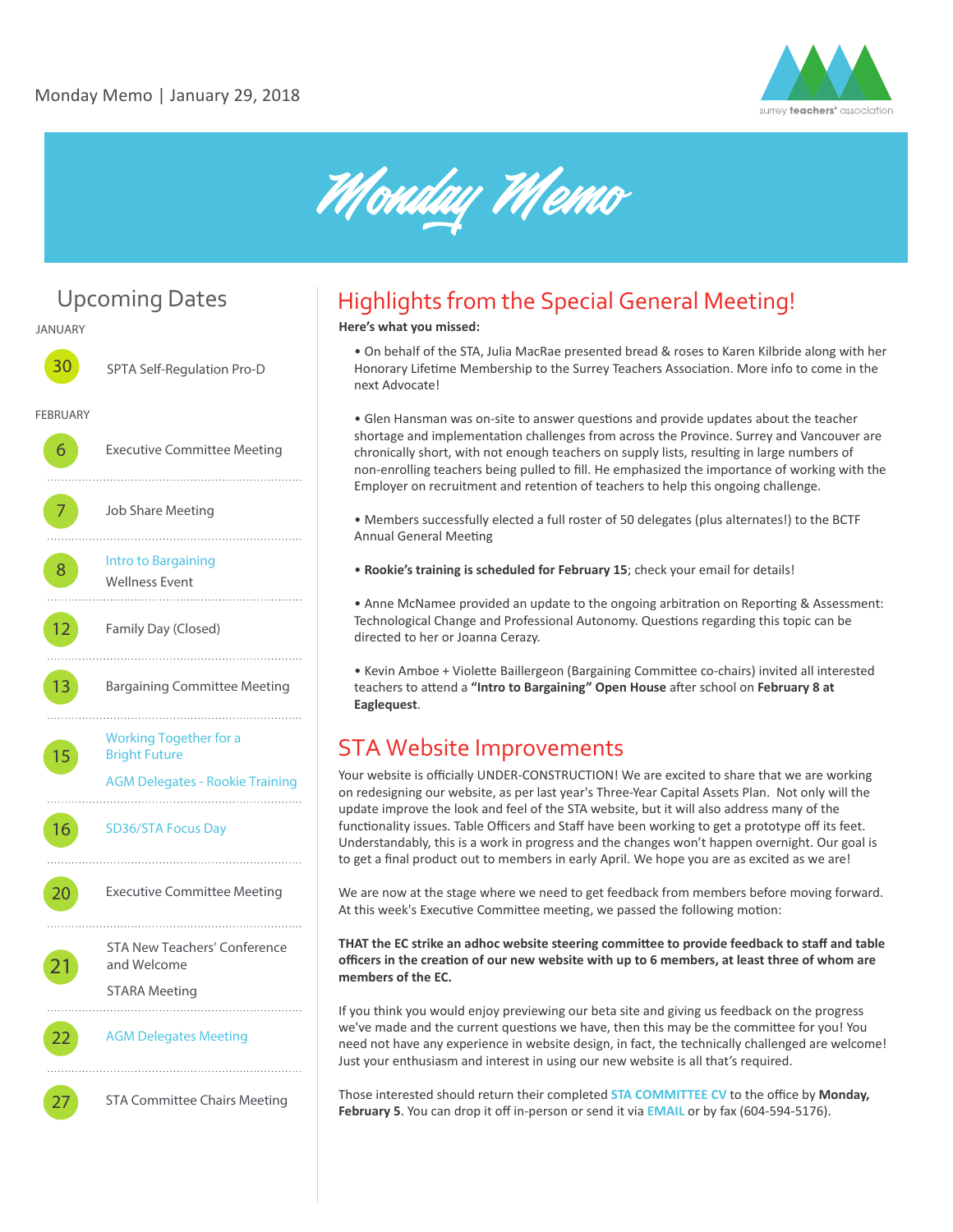Monday Memo | January 29, 2018

# Monday Memo

## Upcoming Dates

JANUARY

- **30** SPTA Self-Regulation Pro-D

FEBRUARY

- **6** Executive Committee Meeting
- **7** Job Share Meeting
- **8** Intro to Bargaining; Wellness Event
- **12** Family Day (Closed)
- **13** Bargaining Committee Meeting
- **15** Working Together for a Bright Future; AGM Delegates - Rookie Training
- **16** SD36/STA Focus Day
- **20** Executive Committee Meeting
- **21** STA New Teachers' Conference and Welcome; STARA Meeting
- **22** AGM Delegates Meeting
- **27** STA Committee Chairs Meeting

## Highlights from the Special General Meeting!

**Here's what you missed:**

• On behalf of the STA, Julia MacRae presented bread & roses to Karen Kilbride along with her Honorary Lifetime Membership to the Surrey Teachers Association. More info to come in the next Advocate!

• Glen Hansman was on-site to answer questions and provide updates about the teacher shortage and implementation challenges from across the Province. Surrey and Vancouver are chronically short, with not enough teachers on supply lists, resulting in large numbers of non-enrolling teachers being pulled to fill. He emphasized the importance of working with the Employer on recruitment and retention of teachers to help this ongoing challenge.

• Members successfully elected a full roster of 50 delegates (plus alternates!) to the BCTF Annual General Meeting

• **Rookie's training is scheduled for February 15**; check your email for details!

• Anne McNamee provided an update to the ongoing arbitration on Reporting & Assessment: Technological Change and Professional Autonomy. Questions regarding this topic can be directed to her or Joanna Cerazy.

• Kevin Amboe + Violette Baillergeon (Bargaining Committee co-chairs) invited all interested teachers to attend a **"Intro to Bargaining" Open House** after school on **February 8 at Eaglequest**.

## STA Website Improvements

Your website is officially UNDER-CONSTRUCTION! We are excited to share that we are working on redesigning our website, as per last year's Three-Year Capital Assets Plan. Not only will the update improve the look and feel of the STA website, but it will also address many of the functionality issues. Table Officers and Staff have been working to get a prototype off its feet. Understandably, this is a work in progress and the changes won't happen overnight. Our goal is to get a final product out to members in early April. We hope you are as excited as we are!

We are now at the stage where we need to get feedback from members before moving forward. At this week's Executive Committee meeting, we passed the following motion:

**THAT the EC strike an adhoc website steering committee to provide feedback to staff and table officers in the creation of our new website with up to 6 members, at least three of whom are members of the EC.**

If you think you would enjoy previewing our beta site and giving us feedback on the progress we've made and the current questions we have, then this may be the committee for you! You need not have any experience in website design, in fact, the technically challenged are welcome! Just your enthusiasm and interest in using our new website is all that's required.

Those interested should return their completed STA COMMITTEE CV to the office by **Monday, February 5**. You can drop it off in-person or send it via EMAIL or by fax (604-594-5176).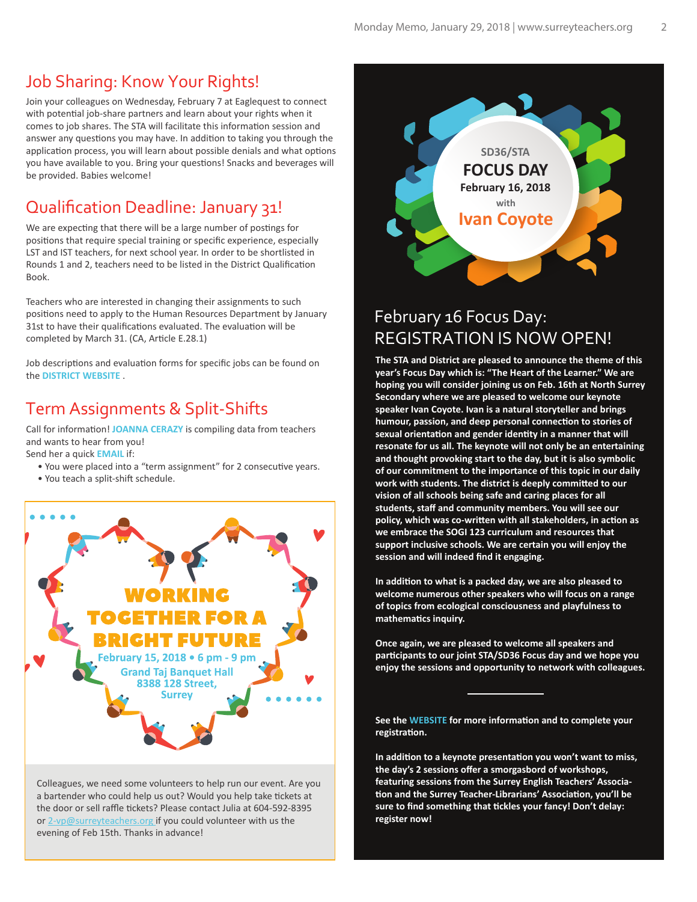## Job Sharing: Know Your Rights!

Join your colleagues on Wednesday, February 7 at Eaglequest to connect with potential job-share partners and learn about your rights when it comes to job shares. The STA will facilitate this information session and answer any questions you may have. In addition to taking you through the application process, you will learn about possible denials and what options you have available to you. Bring your questions! Snacks and beverages will be provided. Babies welcome!

## Qualification Deadline: January 31!

We are expecting that there will be a large number of postings for positions that require special training or specific experience, especially LST and IST teachers, for next school year. In order to be shortlisted in Rounds 1 and 2, teachers need to be listed in the District Qualification Book.

Teachers who are interested in changing their assignments to such positions need to apply to the Human Resources Department by January 31st to have their qualifications evaluated. The evaluation will be completed by March 31. (CA, Article E.28.1)

Job descriptions and evaluation forms for specific jobs can be found on the **DISTRICT WEBSITE** .

## Term Assignments & Split-Shifts

Call for information! **JOANNA CERAZY** is compiling data from teachers and wants to hear from you!
Send her a quick **EMAIL** if:

- You were placed into a "term assignment" for 2 consecutive years.
- You teach a split-shift schedule.

**WORKING TOGETHER FOR A BRIGHT FUTURE**

February 15, 2018 • 6 pm - 9 pm
Grand Taj Banquet Hall
8388 128 Street,
Surrey

Colleagues, we need some volunteers to help run our event. Are you a bartender who could help us out? Would you help take tickets at the door or sell raffle tickets? Please contact Julia at 604-592-8395 or 2-vp@surreyteachers.org if you could volunteer with us the evening of Feb 15th. Thanks in advance!

SD36/STA
**FOCUS DAY**
**February 16, 2018**
with
**Ivan Coyote**

## February 16 Focus Day: REGISTRATION IS NOW OPEN!

**The STA and District are pleased to announce the theme of this year's Focus Day which is: "The Heart of the Learner." We are hoping you will consider joining us on Feb. 16th at North Surrey Secondary where we are pleased to welcome our keynote speaker Ivan Coyote. Ivan is a natural storyteller and brings humour, passion, and deep personal connection to stories of sexual orientation and gender identity in a manner that will resonate for us all. The keynote will not only be an entertaining and thought provoking start to the day, but it is also symbolic of our commitment to the importance of this topic in our daily work with students. The district is deeply committed to our vision of all schools being safe and caring places for all students, staff and community members. You will see our policy, which was co-written with all stakeholders, in action as we embrace the SOGI 123 curriculum and resources that support inclusive schools. We are certain you will enjoy the session and will indeed find it engaging.**

**In addition to what is a packed day, we are also pleased to welcome numerous other speakers who will focus on a range of topics from ecological consciousness and playfulness to mathematics inquiry.**

**Once again, we are pleased to welcome all speakers and participants to our joint STA/SD36 Focus day and we hope you enjoy the sessions and opportunity to network with colleagues.**

---

**See the WEBSITE for more information and to complete your registration.**

**In addition to a keynote presentation you won't want to miss, the day's 2 sessions offer a smorgasbord of workshops, featuring sessions from the Surrey English Teachers' Association and the Surrey Teacher-Librarians' Association, you'll be sure to find something that tickles your fancy! Don't delay: register now!**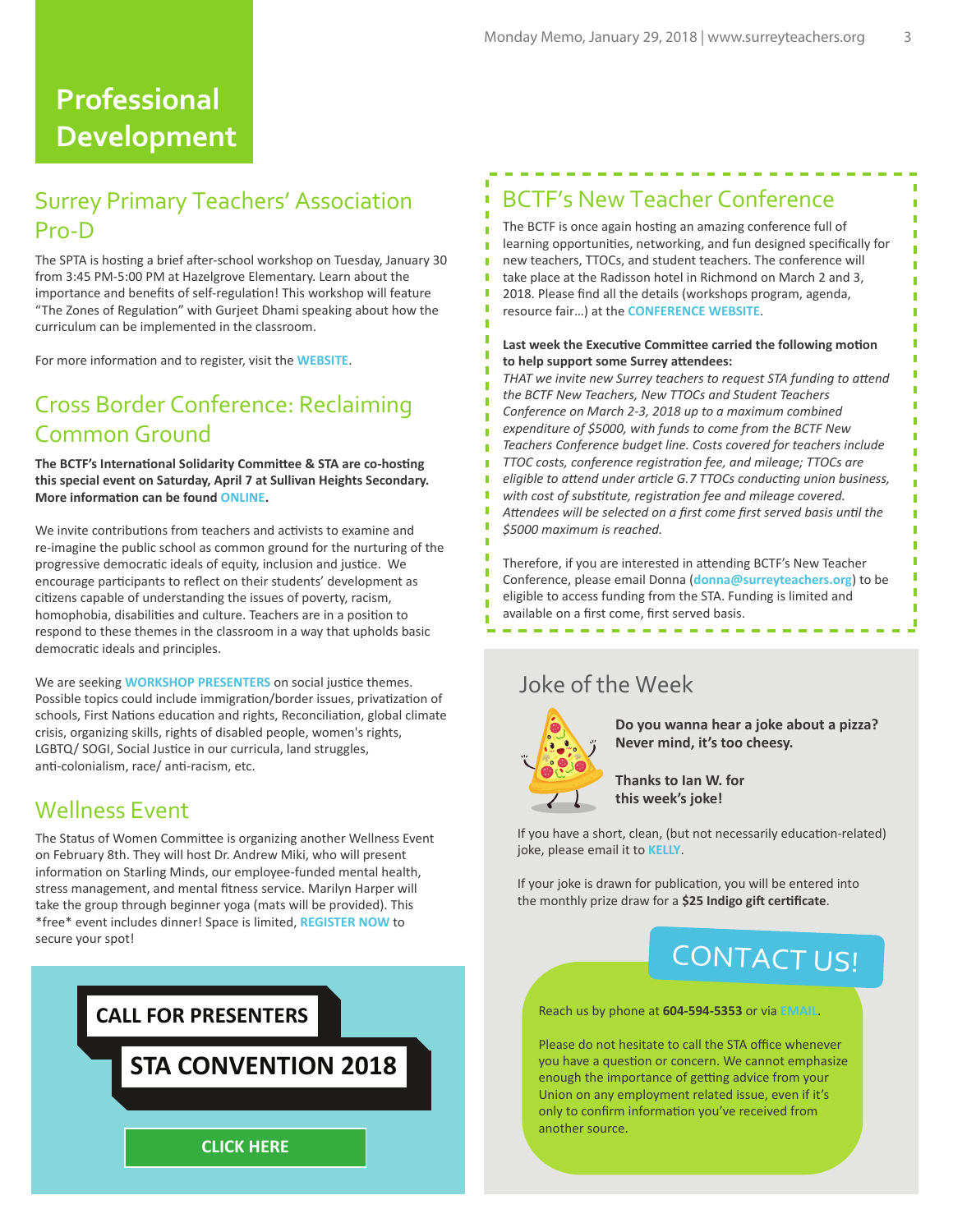# Professional Development

## Surrey Primary Teachers' Association Pro-D

The SPTA is hosting a brief after-school workshop on Tuesday, January 30 from 3:45 PM-5:00 PM at Hazelgrove Elementary. Learn about the importance and benefits of self-regulation! This workshop will feature "The Zones of Regulation" with Gurjeet Dhami speaking about how the curriculum can be implemented in the classroom.

For more information and to register, visit the **WEBSITE**.

## Cross Border Conference: Reclaiming Common Ground

**The BCTF's International Solidarity Committee & STA are co-hosting this special event on Saturday, April 7 at Sullivan Heights Secondary. More information can be found ONLINE.**

We invite contributions from teachers and activists to examine and re-imagine the public school as common ground for the nurturing of the progressive democratic ideals of equity, inclusion and justice. We encourage participants to reflect on their students' development as citizens capable of understanding the issues of poverty, racism, homophobia, disabilities and culture. Teachers are in a position to respond to these themes in the classroom in a way that upholds basic democratic ideals and principles.

We are seeking **WORKSHOP PRESENTERS** on social justice themes. Possible topics could include immigration/border issues, privatization of schools, First Nations education and rights, Reconciliation, global climate crisis, organizing skills, rights of disabled people, women's rights, LGBTQ/ SOGI, Social Justice in our curricula, land struggles, anti-colonialism, race/ anti-racism, etc.

## Wellness Event

The Status of Women Committee is organizing another Wellness Event on February 8th. They will host Dr. Andrew Miki, who will present information on Starling Minds, our employee-funded mental health, stress management, and mental fitness service. Marilyn Harper will take the group through beginner yoga (mats will be provided). This *free* event includes dinner! Space is limited, **REGISTER NOW** to secure your spot!

**CALL FOR PRESENTERS**

**STA CONVENTION 2018**

**CLICK HERE**

## BCTF's New Teacher Conference

The BCTF is once again hosting an amazing conference full of learning opportunities, networking, and fun designed specifically for new teachers, TTOCs, and student teachers. The conference will take place at the Radisson hotel in Richmond on March 2 and 3, 2018. Please find all the details (workshops program, agenda, resource fair...) at the **CONFERENCE WEBSITE**.

**Last week the Executive Committee carried the following motion to help support some Surrey attendees:**

*THAT we invite new Surrey teachers to request STA funding to attend the BCTF New Teachers, New TTOCs and Student Teachers Conference on March 2-3, 2018 up to a maximum combined expenditure of $5000, with funds to come from the BCTF New Teachers Conference budget line. Costs covered for teachers include TTOC costs, conference registration fee, and mileage; TTOCs are eligible to attend under article G.7 TTOCs conducting union business, with cost of substitute, registration fee and mileage covered. Attendees will be selected on a first come first served basis until the $5000 maximum is reached.*

Therefore, if you are interested in attending BCTF's New Teacher Conference, please email Donna (**donna@surreyteachers.org**) to be eligible to access funding from the STA. Funding is limited and available on a first come, first served basis.

## Joke of the Week

**Do you wanna hear a joke about a pizza? Never mind, it's too cheesy.**

**Thanks to Ian W. for this week's joke!**

If you have a short, clean, (but not necessarily education-related) joke, please email it to **KELLY**.

If your joke is drawn for publication, you will be entered into the monthly prize draw for a **$25 Indigo gift certificate**.

## CONTACT US!

Reach us by phone at **604-594-5353** or via **EMAIL**.

Please do not hesitate to call the STA office whenever you have a question or concern. We cannot emphasize enough the importance of getting advice from your Union on any employment related issue, even if it's only to confirm information you've received from another source.